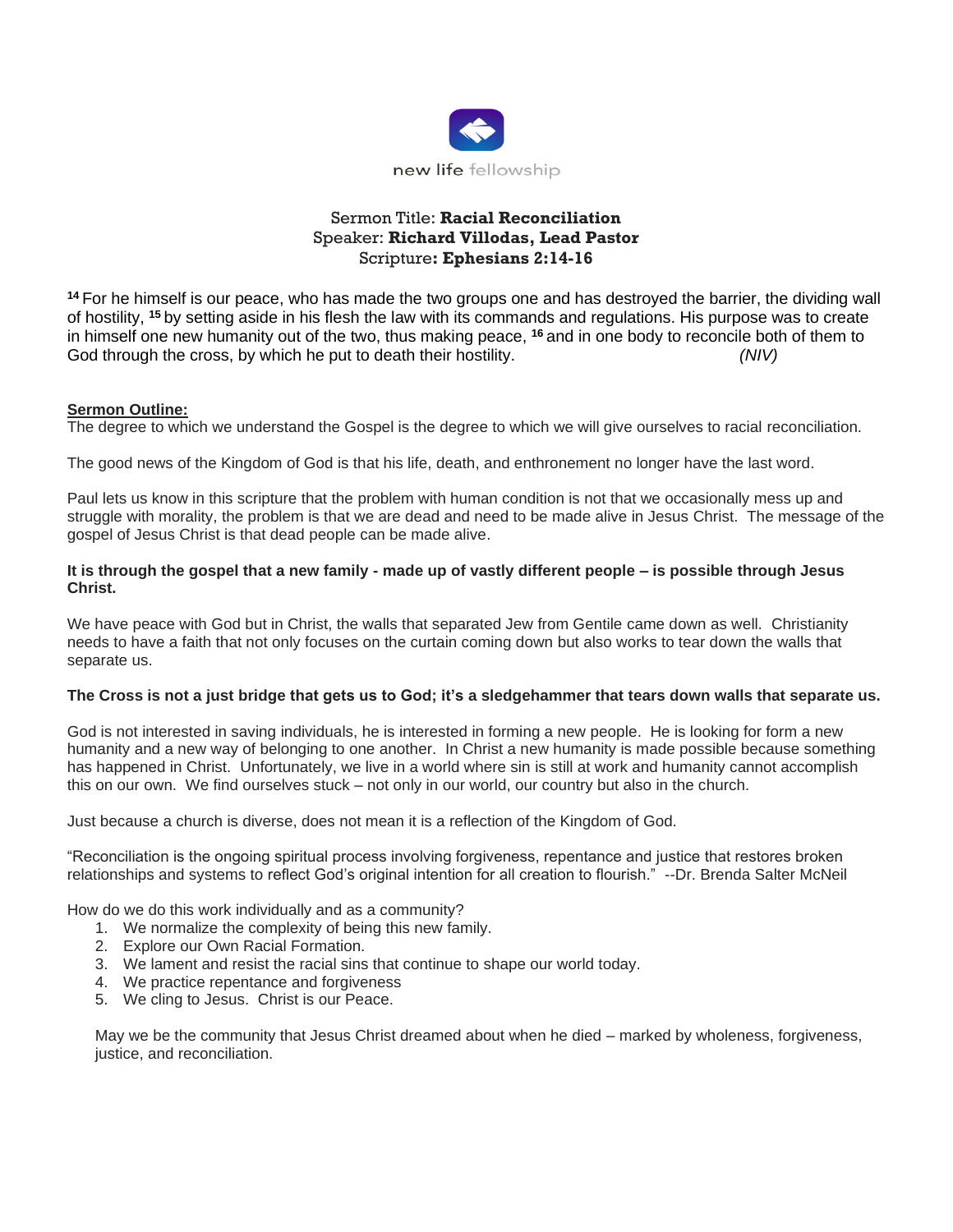new life fellowship

Sermon Title: **Racial Reconciliation**
Speaker: **Richard Villodas, Lead Pastor**
Scripture: **Ephesians 2:14-16**

**[14]** For he himself is our peace, who has made the two groups one and has destroyed the barrier, the dividing wall of hostility, **[15]** by setting aside in his flesh the law with its commands and regulations. His purpose was to create in himself one new humanity out of the two, thus making peace, **[16]** and in one body to reconcile both of them to God through the cross, by which he put to death their hostility. *(NIV)*

**Sermon Outline:**

The degree to which we understand the Gospel is the degree to which we will give ourselves to racial reconciliation.

The good news of the Kingdom of God is that his life, death, and enthronement no longer have the last word.

Paul lets us know in this scripture that the problem with human condition is not that we occasionally mess up and struggle with morality, the problem is that we are dead and need to be made alive in Jesus Christ. The message of the gospel of Jesus Christ is that dead people can be made alive.

**It is through the gospel that a new family - made up of vastly different people – is possible through Jesus Christ.**

We have peace with God but in Christ, the walls that separated Jew from Gentile came down as well. Christianity needs to have a faith that not only focuses on the curtain coming down but also works to tear down the walls that separate us.

**The Cross is not a just bridge that gets us to God; it's a sledgehammer that tears down walls that separate us.**

God is not interested in saving individuals, he is interested in forming a new people. He is looking for form a new humanity and a new way of belonging to one another. In Christ a new humanity is made possible because something has happened in Christ. Unfortunately, we live in a world where sin is still at work and humanity cannot accomplish this on our own. We find ourselves stuck – not only in our world, our country but also in the church.

Just because a church is diverse, does not mean it is a reflection of the Kingdom of God.

"Reconciliation is the ongoing spiritual process involving forgiveness, repentance and justice that restores broken relationships and systems to reflect God's original intention for all creation to flourish." --Dr. Brenda Salter McNeil

How do we do this work individually and as a community?

1. We normalize the complexity of being this new family.
2. Explore our Own Racial Formation.
3. We lament and resist the racial sins that continue to shape our world today.
4. We practice repentance and forgiveness
5. We cling to Jesus. Christ is our Peace.

May we be the community that Jesus Christ dreamed about when he died – marked by wholeness, forgiveness, justice, and reconciliation.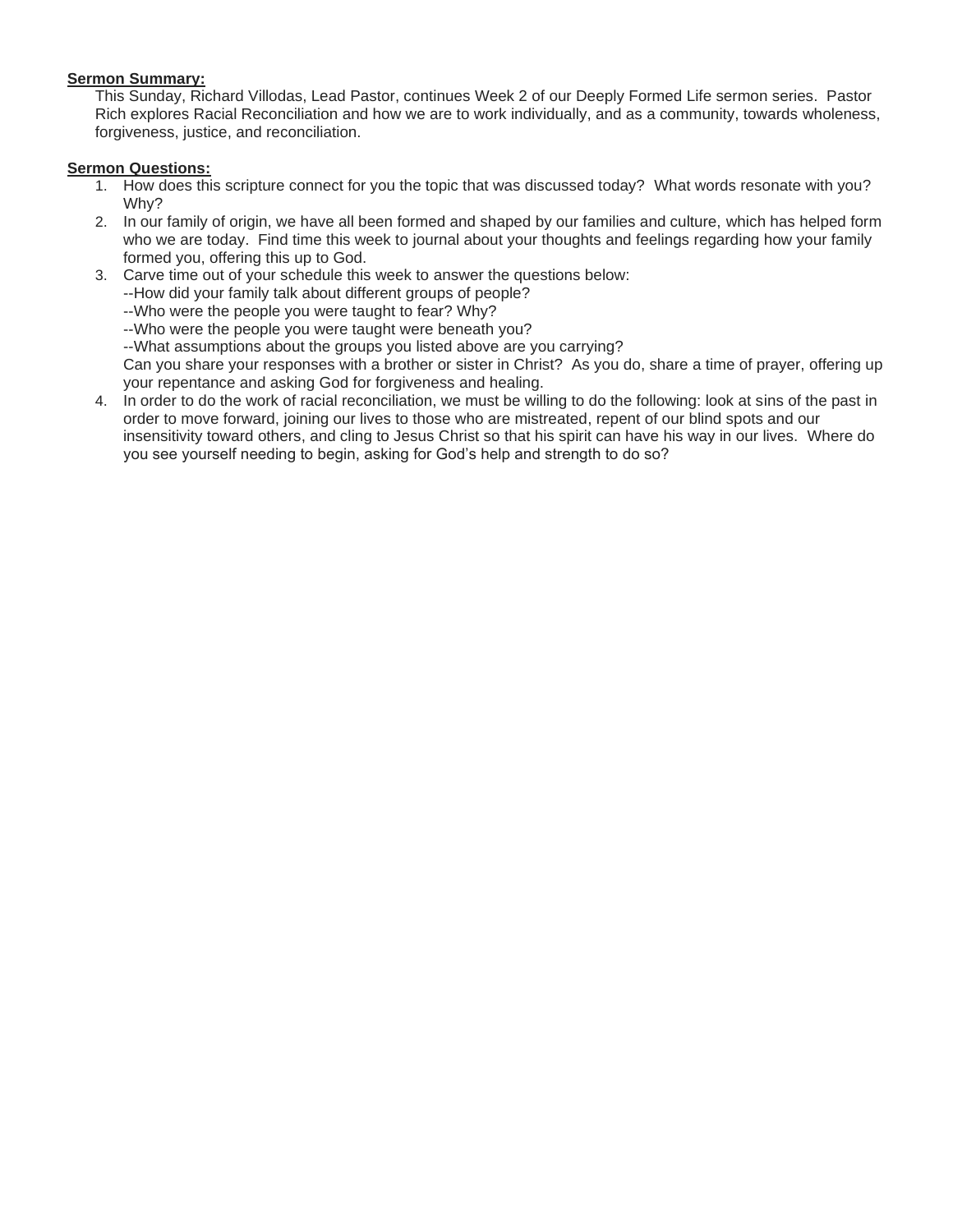**Sermon Summary:**

This Sunday, Richard Villodas, Lead Pastor, continues Week 2 of our Deeply Formed Life sermon series. Pastor Rich explores Racial Reconciliation and how we are to work individually, and as a community, towards wholeness, forgiveness, justice, and reconciliation.

**Sermon Questions:**

1. How does this scripture connect for you the topic that was discussed today? What words resonate with you? Why?
2. In our family of origin, we have all been formed and shaped by our families and culture, which has helped form who we are today. Find time this week to journal about your thoughts and feelings regarding how your family formed you, offering this up to God.
3. Carve time out of your schedule this week to answer the questions below:
   --How did your family talk about different groups of people?
   --Who were the people you were taught to fear? Why?
   --Who were the people you were taught were beneath you?
   --What assumptions about the groups you listed above are you carrying?
   Can you share your responses with a brother or sister in Christ? As you do, share a time of prayer, offering up your repentance and asking God for forgiveness and healing.
4. In order to do the work of racial reconciliation, we must be willing to do the following: look at sins of the past in order to move forward, joining our lives to those who are mistreated, repent of our blind spots and our insensitivity toward others, and cling to Jesus Christ so that his spirit can have his way in our lives. Where do you see yourself needing to begin, asking for God's help and strength to do so?